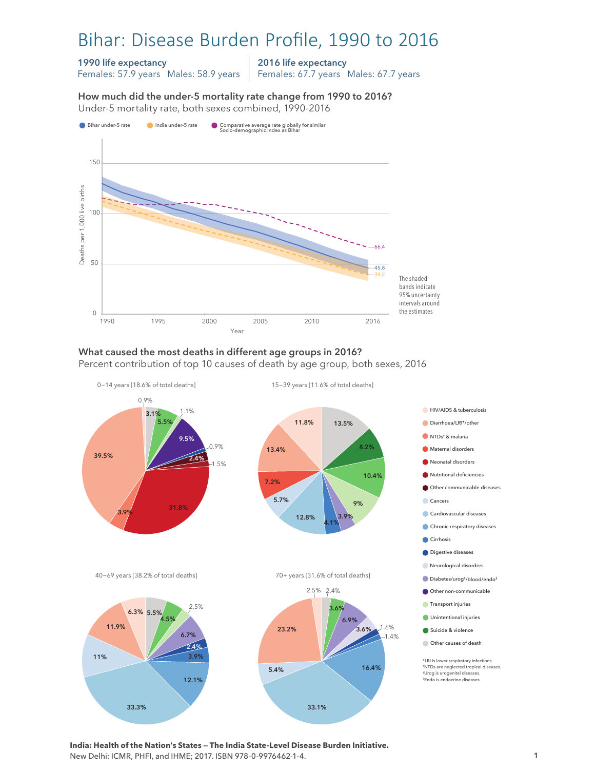# Bihar: Disease Burden Profile, 1990 to 2016

**1990 life expectancy**
Females: 57.9 years Males: 58.9 years

**2016 life expectancy**
Females: 67.7 years Males: 67.7 years

### How much did the under-5 mortality rate change from 1990 to 2016?

Under-5 mortality rate, both sexes combined, 1990-2016

Bihar under-5 rate | India under-5 rate | Comparative average rate globally for similar Socio-demographic Index as Bihar

Deaths per 1,000 live births

2016 values: 66.4 (comparative global average), 45.8 (Bihar), 39.2 (India)

The shaded bands indicate 95% uncertainty intervals around the estimates

### What caused the most deaths in different age groups in 2016?

Percent contribution of top 10 causes of death by age group, both sexes, 2016

**0–14 years [18.6% of total deaths]**

39.5%, 31.8%, 9.5%, 5.5%, 3.9%, 3.1%, 2.4%, 1.5%, 1.1%, 0.9%, 0.9%

**15–39 years [11.6% of total deaths]**

13.5%, 13.4%, 12.8%, 11.8%, 10.4%, 9%, 8.2%, 7.2%, 5.7%, 4.1%, 3.9%

**40–69 years [38.2% of total deaths]**

33.3%, 12.1%, 11.9%, 11%, 6.7%, 6.3%, 5.5%, 4.5%, 3.9%, 2.5%, 2.4%

**70+ years [31.6% of total deaths]**

33.1%, 23.2%, 16.4%, 6.9%, 5.4%, 3.6%, 3.6%, 2.5%, 2.4%, 1.6%, 1.4%

- HIV/AIDS & tuberculosis
- Diarrhoea/LRI*/other
- NTDs† & malaria
- Maternal disorders
- Neonatal disorders
- Nutritional deficiencies
- Other communicable diseases
- Cancers
- Cardiovascular diseases
- Chronic respiratory diseases
- Cirrhosis
- Digestive diseases
- Neurological disorders
- Diabetes/urog‡/blood/endo§
- Other non-communicable
- Transport injuries
- Unintentional injuries
- Suicide & violence
- Other causes of death

*LRI is lower respiratory infections.
†NTDs are neglected tropical diseases.
‡Urog is urogenital diseases.
§Endo is endocrine diseases.

**India: Health of the Nation's States — The India State-Level Disease Burden Initiative.**
New Delhi: ICMR, PHFI, and IHME; 2017. ISBN 978-0-9976462-1-4.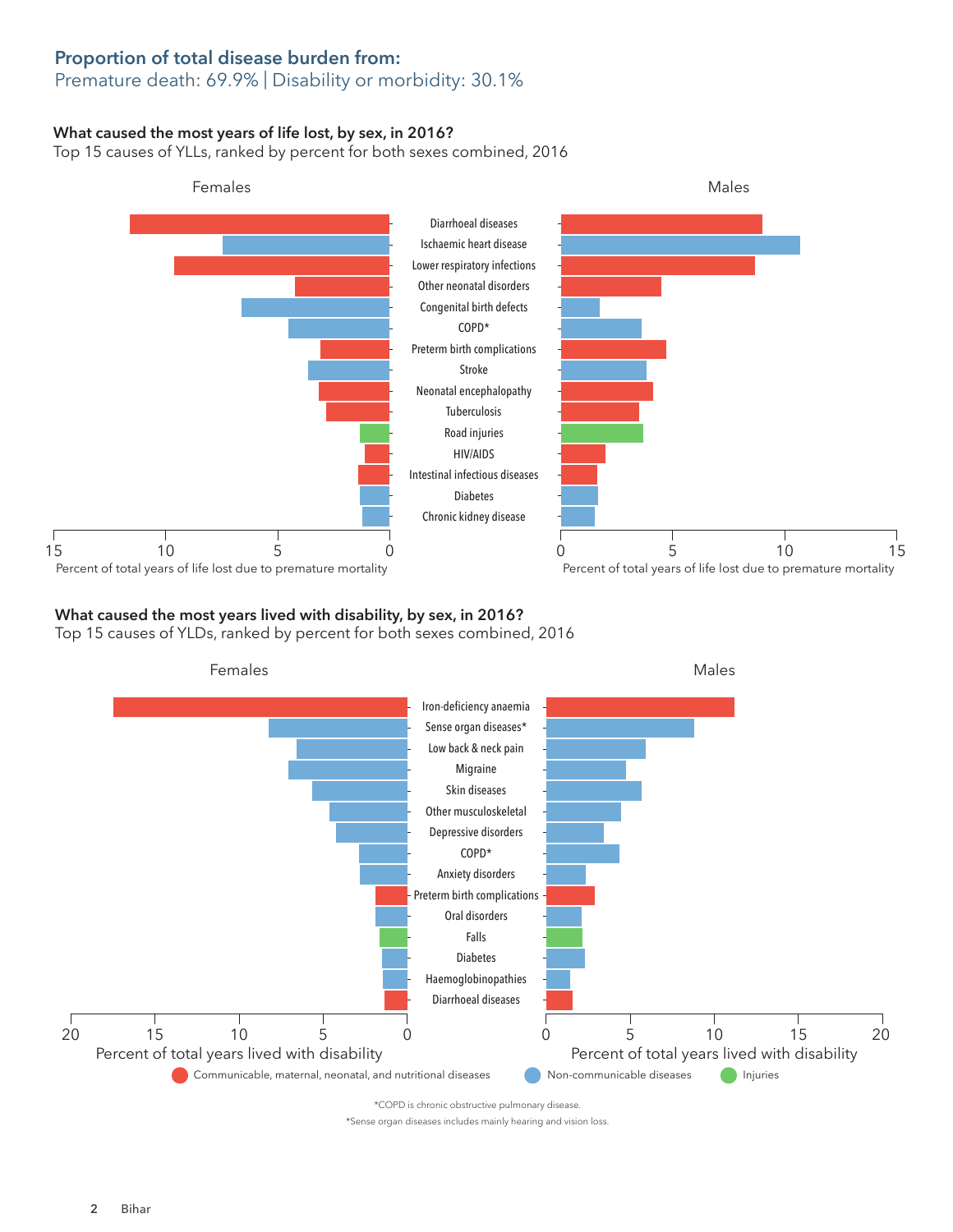## Proportion of total disease burden from:

Premature death: 69.9% | Disability or morbidity: 30.1%

### What caused the most years of life lost, by sex, in 2016?

Top 15 causes of YLLs, ranked by percent for both sexes combined, 2016

Females | Males

- Diarrhoeal diseases
- Ischaemic heart disease
- Lower respiratory infections
- Other neonatal disorders
- Congenital birth defects
- COPD*
- Preterm birth complications
- Stroke
- Neonatal encephalopathy
- Tuberculosis
- Road injuries
- HIV/AIDS
- Intestinal infectious diseases
- Diabetes
- Chronic kidney disease

Percent of total years of life lost due to premature mortality (0–15)

### What caused the most years lived with disability, by sex, in 2016?

Top 15 causes of YLDs, ranked by percent for both sexes combined, 2016

Females | Males

- Iron-deficiency anaemia
- Sense organ diseases*
- Low back & neck pain
- Migraine
- Skin diseases
- Other musculoskeletal
- Depressive disorders
- COPD*
- Anxiety disorders
- Preterm birth complications
- Oral disorders
- Falls
- Diabetes
- Haemoglobinopathies
- Diarrhoeal diseases

Percent of total years lived with disability (0–20)

Communicable, maternal, neonatal, and nutritional diseases | Non-communicable diseases | Injuries

*COPD is chronic obstructive pulmonary disease.

*Sense organ diseases includes mainly hearing and vision loss.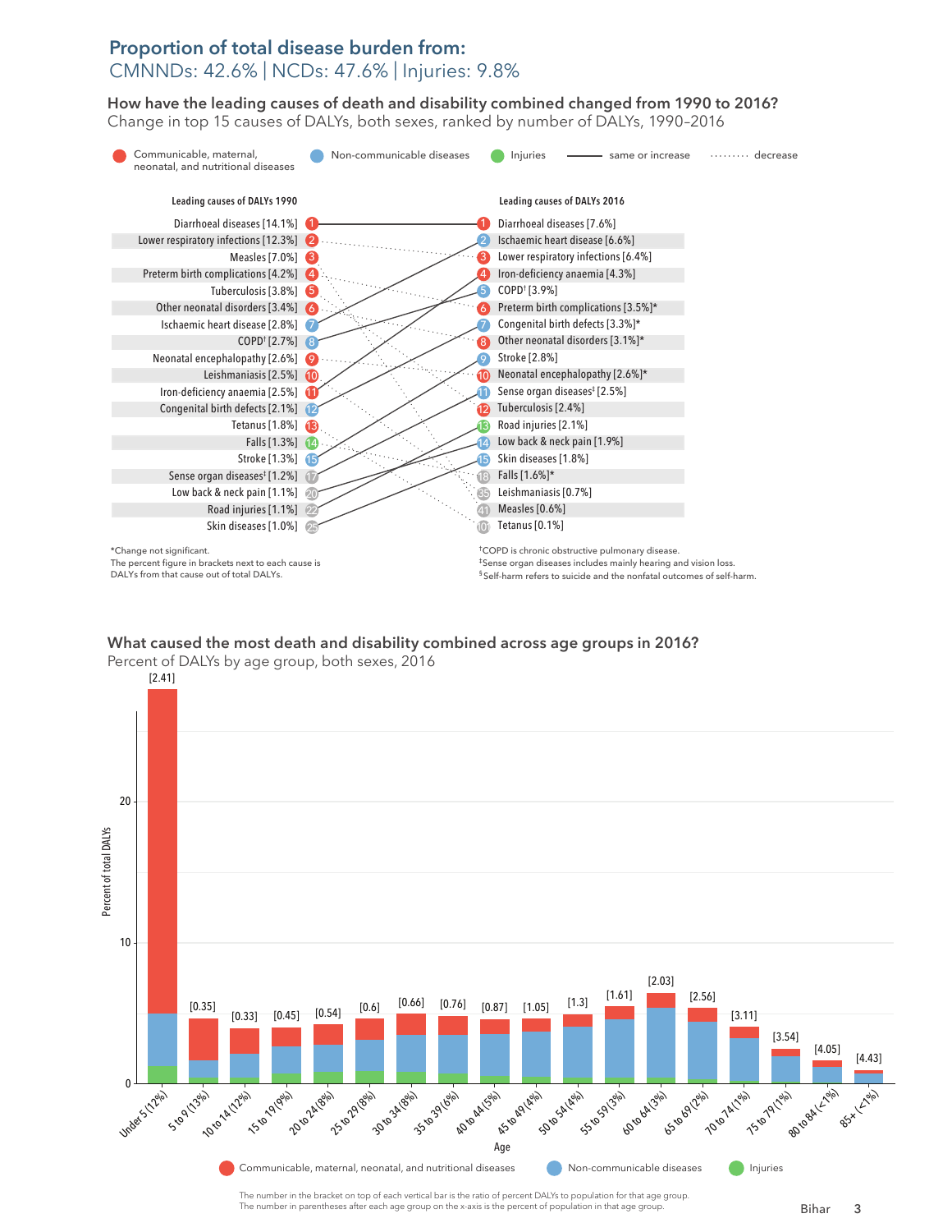## Proportion of total disease burden from:

CMNNDs: 42.6% | NCDs: 47.6% | Injuries: 9.8%

### How have the leading causes of death and disability combined changed from 1990 to 2016?

Change in top 15 causes of DALYs, both sexes, ranked by number of DALYs, 1990–2016

Legend: Communicable, maternal, neonatal, and nutritional diseases | Non-communicable diseases | Injuries | ——— same or increase | ········ decrease

| Leading causes of DALYs 1990 | Rank | Rank | Leading causes of DALYs 2016 |
|---|---|---|---|
| Diarrhoeal diseases [14.1%] | 1 | 1 | Diarrhoeal diseases [7.6%] |
| Lower respiratory infections [12.3%] | 2 | 2 | Ischaemic heart disease [6.6%] |
| Measles [7.0%] | 3 | 3 | Lower respiratory infections [6.4%] |
| Preterm birth complications [4.2%] | 4 | 4 | Iron-deficiency anaemia [4.3%] |
| Tuberculosis [3.8%] | 5 | 5 | COPD† [3.9%] |
| Other neonatal disorders [3.4%] | 6 | 6 | Preterm birth complications [3.5%]* |
| Ischaemic heart disease [2.8%] | 7 | 7 | Congenital birth defects [3.3%]* |
| COPD† [2.7%] | 8 | 8 | Other neonatal disorders [3.1%]* |
| Neonatal encephalopathy [2.6%] | 9 | 9 | Stroke [2.8%] |
| Leishmaniasis [2.5%] | 10 | 10 | Neonatal encephalopathy [2.6%]* |
| Iron-deficiency anaemia [2.5%] | 11 | 11 | Sense organ diseases‡ [2.5%] |
| Congenital birth defects [2.1%] | 12 | 12 | Tuberculosis [2.4%] |
| Tetanus [1.8%] | 13 | 13 | Road injuries [2.1%] |
| Falls [1.3%] | 14 | 14 | Low back & neck pain [1.9%] |
| Stroke [1.3%] | 15 | 15 | Skin diseases [1.8%] |
| Sense organ diseases‡ [1.2%] | 17 | 18 | Falls [1.6%]* |
| Low back & neck pain [1.1%] | 20 | 35 | Leishmaniasis [0.7%] |
| Road injuries [1.1%] | 22 | 41 | Measles [0.6%] |
| Skin diseases [1.0%] | 25 | 101 | Tetanus [0.1%] |

*Change not significant.
The percent figure in brackets next to each cause is DALYs from that cause out of total DALYs.

†COPD is chronic obstructive pulmonary disease.
‡Sense organ diseases includes mainly hearing and vision loss.
§Self-harm refers to suicide and the nonfatal outcomes of self-harm.

### What caused the most death and disability combined across age groups in 2016?

Percent of DALYs by age group, both sexes, 2016

| Age (percent of population) | Ratio of percent DALYs to population |
|---|---|
| Under 5 (12%) | [2.41] |
| 5 to 9 (13%) | [0.35] |
| 10 to 14 (12%) | [0.33] |
| 15 to 19 (9%) | [0.45] |
| 20 to 24 (8%) | [0.54] |
| 25 to 29 (8%) | [0.6] |
| 30 to 34 (8%) | [0.66] |
| 35 to 39 (6%) | [0.76] |
| 40 to 44 (5%) | [0.87] |
| 45 to 49 (4%) | [1.05] |
| 50 to 54 (4%) | [1.3] |
| 55 to 59 (3%) | [1.61] |
| 60 to 64 (3%) | [2.03] |
| 65 to 69 (2%) | [2.56] |
| 70 to 74 (1%) | [3.11] |
| 75 to 79 (1%) | [3.54] |
| 80 to 84 (<1%) | [4.05] |
| 85+ (<1%) | [4.43] |

Legend: Communicable, maternal, neonatal, and nutritional diseases | Non-communicable diseases | Injuries

The number in the bracket on top of each vertical bar is the ratio of percent DALYs to population for that age group.
The number in parentheses after each age group on the x-axis is the percent of population in that age group.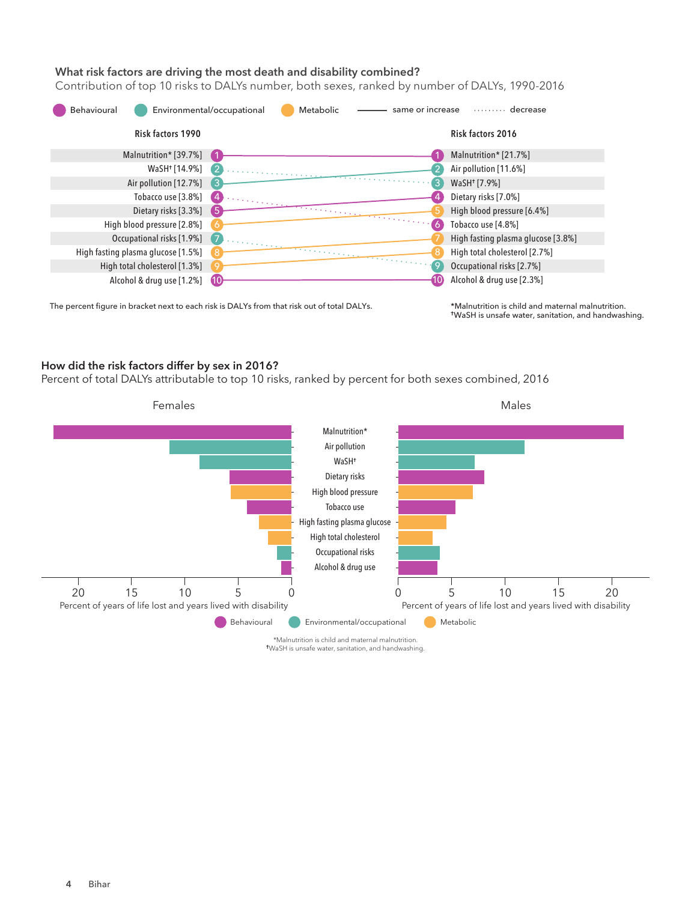## What risk factors are driving the most death and disability combined?

Contribution of top 10 risks to DALYs number, both sexes, ranked by number of DALYs, 1990-2016

Behavioural
Environmental/occupational
Metabolic
same or increase
decrease

Risk factors 1990

Malnutrition* [39.7%] 1
WaSH† [14.9%] 2
Air pollution [12.7%] 3
Tobacco use [3.8%] 4
Dietary risks [3.3%] 5
High blood pressure [2.8%] 6
Occupational risks [1.9%] 7
High fasting plasma glucose [1.5%] 8
High total cholesterol [1.3%] 9
Alcohol & drug use [1.2%] 10

Risk factors 2016

1 Malnutrition* [21.7%]
2 Air pollution [11.6%]
3 WaSH† [7.9%]
4 Dietary risks [7.0%]
5 High blood pressure [6.4%]
6 Tobacco use [4.8%]
7 High fasting plasma glucose [3.8%]
8 High total cholesterol [2.7%]
9 Occupational risks [2.7%]
10 Alcohol & drug use [2.3%]

The percent figure in bracket next to each risk is DALYs from that risk out of total DALYs.

*Malnutrition is child and maternal malnutrition.
†WaSH is unsafe water, sanitation, and handwashing.

## How did the risk factors differ by sex in 2016?

Percent of total DALYs attributable to top 10 risks, ranked by percent for both sexes combined, 2016

Females

Males

Malnutrition*
Air pollution
WaSH†
Dietary risks
High blood pressure
Tobacco use
High fasting plasma glucose
High total cholesterol
Occupational risks
Alcohol & drug use

20 15 10 5 0
Percent of years of life lost and years lived with disability

0 5 10 15 20
Percent of years of life lost and years lived with disability

Behavioural
Environmental/occupational
Metabolic

*Malnutrition is child and maternal malnutrition.
†WaSH is unsafe water, sanitation, and handwashing.